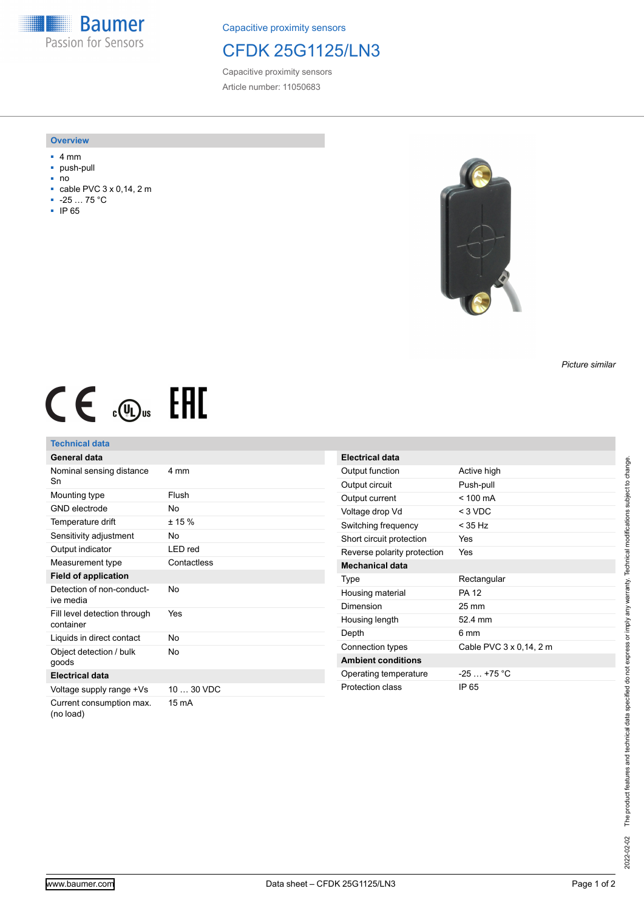Capacitive proximity sensors

# CFDK 25G1125/LN3

Capacitive proximity sensors

Article number: 11050683

## Overview

- 4 mm
- push-pull
- no
- cable PVC 3 x 0,14, 2 m
- -25 … 75 °C
- IP 65

*Picture similar*

## Technical data

| General data | |
|---|---|
| Nominal sensing distance Sn | 4 mm |
| Mounting type | Flush |
| GND electrode | No |
| Temperature drift | ± 15 % |
| Sensitivity adjustment | No |
| Output indicator | LED red |
| Measurement type | Contactless |
| **Field of application** | |
| Detection of non-conductive media | No |
| Fill level detection through container | Yes |
| Liquids in direct contact | No |
| Object detection / bulk goods | No |
| **Electrical data** | |
| Voltage supply range +Vs | 10 … 30 VDC |
| Current consumption max. (no load) | 15 mA |

| Electrical data | |
|---|---|
| Output function | Active high |
| Output circuit | Push-pull |
| Output current | < 100 mA |
| Voltage drop Vd | < 3 VDC |
| Switching frequency | < 35 Hz |
| Short circuit protection | Yes |
| Reverse polarity protection | Yes |
| **Mechanical data** | |
| Type | Rectangular |
| Housing material | PA 12 |
| Dimension | 25 mm |
| Housing length | 52.4 mm |
| Depth | 6 mm |
| Connection types | Cable PVC 3 x 0,14, 2 m |
| **Ambient conditions** | |
| Operating temperature | -25 … +75 °C |
| Protection class | IP 65 |

2022-02-02 The product features and technical data specified do not express or imply any warranty. Technical modifications subject to change.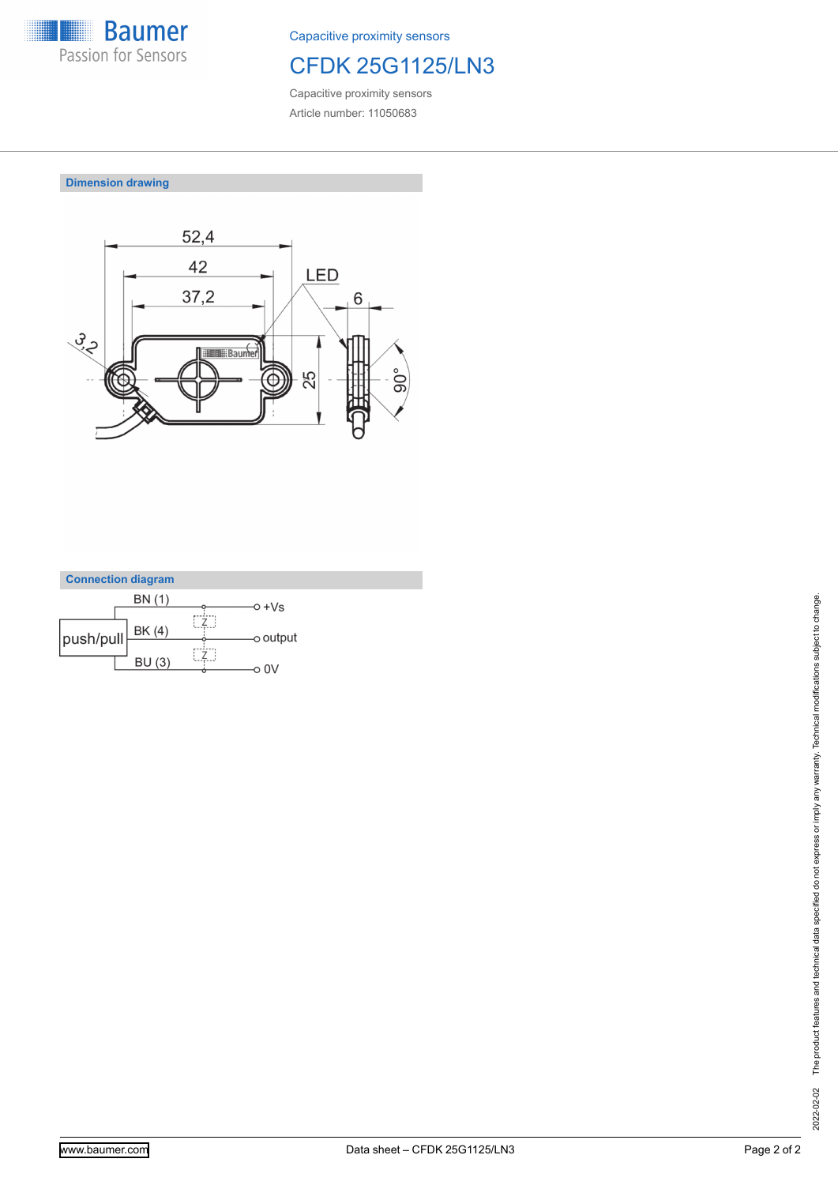Capacitive proximity sensors

# CFDK 25G1125/LN3

Capacitive proximity sensors

Article number: 11050683

## Dimension drawing

52,4
42
37,2
3,2
LED
6
25
90°
Baumer

## Connection diagram

push/pull
BN (1)
BK (4)
BU (3)
Z
Z
+Vs
output
0V

2022-02-02 The product features and technical data specified do not express or imply any warranty. Technical modifications subject to change.

www.baumer.com

Data sheet – CFDK 25G1125/LN3